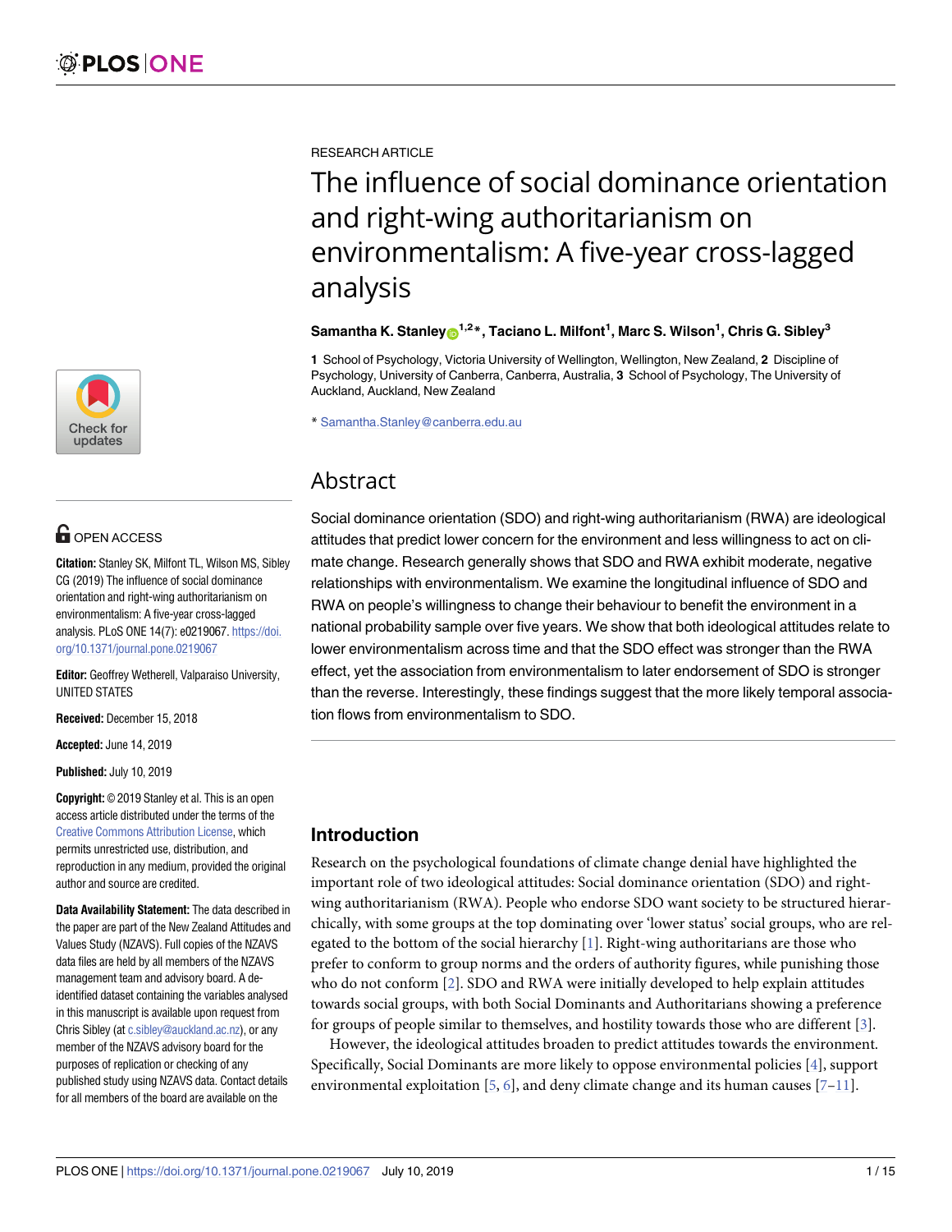RESEARCH ARTICLE

# The influence of social dominance orientation and right-wing authoritarianism on environmentalism: A five-year cross-lagged analysis

**Samantha K. Stanley**[1,2]*, **Taciano L. Milfont**[1], **Marc S. Wilson**[1], **Chris G. Sibley**[3]

**1** School of Psychology, Victoria University of Wellington, Wellington, New Zealand, **2** Discipline of Psychology, University of Canberra, Canberra, Australia, **3** School of Psychology, The University of Auckland, Auckland, New Zealand

* Samantha.Stanley@canberra.edu.au

OPEN ACCESS

**Citation:** Stanley SK, Milfont TL, Wilson MS, Sibley CG (2019) The influence of social dominance orientation and right-wing authoritarianism on environmentalism: A five-year cross-lagged analysis. PLoS ONE 14(7): e0219067. https://doi.org/10.1371/journal.pone.0219067

**Editor:** Geoffrey Wetherell, Valparaiso University, UNITED STATES

**Received:** December 15, 2018

**Accepted:** June 14, 2019

**Published:** July 10, 2019

**Copyright:** © 2019 Stanley et al. This is an open access article distributed under the terms of the Creative Commons Attribution License, which permits unrestricted use, distribution, and reproduction in any medium, provided the original author and source are credited.

**Data Availability Statement:** The data described in the paper are part of the New Zealand Attitudes and Values Study (NZAVS). Full copies of the NZAVS data files are held by all members of the NZAVS management team and advisory board. A de-identified dataset containing the variables analysed in this manuscript is available upon request from Chris Sibley (at c.sibley@auckland.ac.nz), or any member of the NZAVS advisory board for the purposes of replication or checking of any published study using NZAVS data. Contact details for all members of the board are available on the

## Abstract

Social dominance orientation (SDO) and right-wing authoritarianism (RWA) are ideological attitudes that predict lower concern for the environment and less willingness to act on climate change. Research generally shows that SDO and RWA exhibit moderate, negative relationships with environmentalism. We examine the longitudinal influence of SDO and RWA on people's willingness to change their behaviour to benefit the environment in a national probability sample over five years. We show that both ideological attitudes relate to lower environmentalism across time and that the SDO effect was stronger than the RWA effect, yet the association from environmentalism to later endorsement of SDO is stronger than the reverse. Interestingly, these findings suggest that the more likely temporal association flows from environmentalism to SDO.

## Introduction

Research on the psychological foundations of climate change denial have highlighted the important role of two ideological attitudes: Social dominance orientation (SDO) and right-wing authoritarianism (RWA). People who endorse SDO want society to be structured hierarchically, with some groups at the top dominating over 'lower status' social groups, who are relegated to the bottom of the social hierarchy [1]. Right-wing authoritarians are those who prefer to conform to group norms and the orders of authority figures, while punishing those who do not conform [2]. SDO and RWA were initially developed to help explain attitudes towards social groups, with both Social Dominants and Authoritarians showing a preference for groups of people similar to themselves, and hostility towards those who are different [3].

However, the ideological attitudes broaden to predict attitudes towards the environment. Specifically, Social Dominants are more likely to oppose environmental policies [4], support environmental exploitation [5, 6], and deny climate change and its human causes [7–11].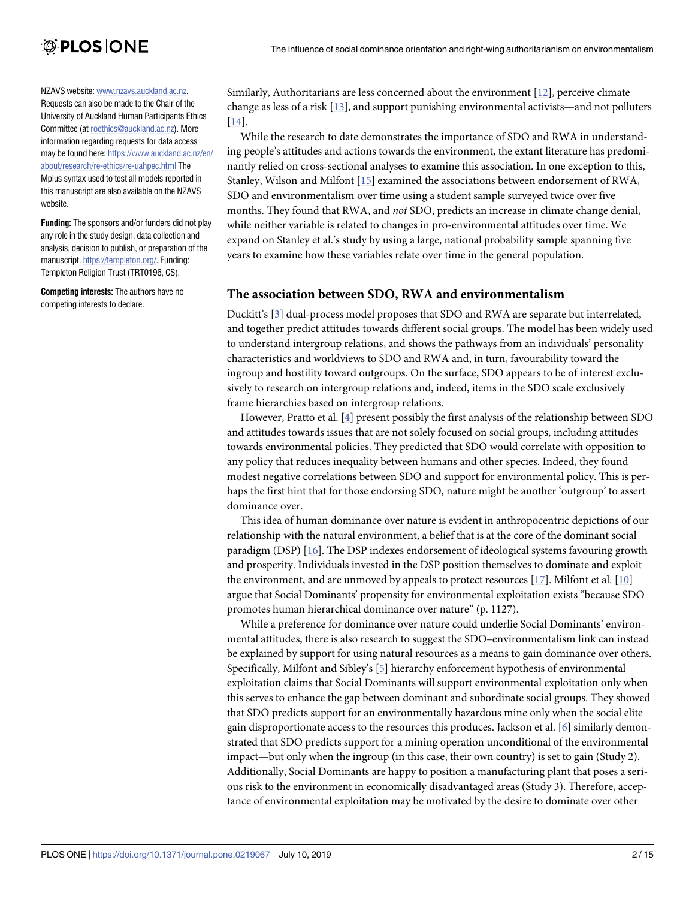NZAVS website: www.nzavs.auckland.ac.nz. Requests can also be made to the Chair of the University of Auckland Human Participants Ethics Committee (at roethics@auckland.ac.nz). More information regarding requests for data access may be found here: https://www.auckland.ac.nz/en/about/research/re-ethics/re-uahpec.html The Mplus syntax used to test all models reported in this manuscript are also available on the NZAVS website.

**Funding:** The sponsors and/or funders did not play any role in the study design, data collection and analysis, decision to publish, or preparation of the manuscript. https://templeton.org/. Funding: Templeton Religion Trust (TRT0196, CS).

**Competing interests:** The authors have no competing interests to declare.

Similarly, Authoritarians are less concerned about the environment [12], perceive climate change as less of a risk [13], and support punishing environmental activists—and not polluters [14].

While the research to date demonstrates the importance of SDO and RWA in understanding people's attitudes and actions towards the environment, the extant literature has predominantly relied on cross-sectional analyses to examine this association. In one exception to this, Stanley, Wilson and Milfont [15] examined the associations between endorsement of RWA, SDO and environmentalism over time using a student sample surveyed twice over five months. They found that RWA, and *not* SDO, predicts an increase in climate change denial, while neither variable is related to changes in pro-environmental attitudes over time. We expand on Stanley et al.'s study by using a large, national probability sample spanning five years to examine how these variables relate over time in the general population.

## The association between SDO, RWA and environmentalism

Duckitt's [3] dual-process model proposes that SDO and RWA are separate but interrelated, and together predict attitudes towards different social groups. The model has been widely used to understand intergroup relations, and shows the pathways from an individuals' personality characteristics and worldviews to SDO and RWA and, in turn, favourability toward the ingroup and hostility toward outgroups. On the surface, SDO appears to be of interest exclusively to research on intergroup relations and, indeed, items in the SDO scale exclusively frame hierarchies based on intergroup relations.

However, Pratto et al. [4] present possibly the first analysis of the relationship between SDO and attitudes towards issues that are not solely focused on social groups, including attitudes towards environmental policies. They predicted that SDO would correlate with opposition to any policy that reduces inequality between humans and other species. Indeed, they found modest negative correlations between SDO and support for environmental policy. This is perhaps the first hint that for those endorsing SDO, nature might be another 'outgroup' to assert dominance over.

This idea of human dominance over nature is evident in anthropocentric depictions of our relationship with the natural environment, a belief that is at the core of the dominant social paradigm (DSP) [16]. The DSP indexes endorsement of ideological systems favouring growth and prosperity. Individuals invested in the DSP position themselves to dominate and exploit the environment, and are unmoved by appeals to protect resources [17]. Milfont et al. [10] argue that Social Dominants' propensity for environmental exploitation exists "because SDO promotes human hierarchical dominance over nature" (p. 1127).

While a preference for dominance over nature could underlie Social Dominants' environmental attitudes, there is also research to suggest the SDO–environmentalism link can instead be explained by support for using natural resources as a means to gain dominance over others. Specifically, Milfont and Sibley's [5] hierarchy enforcement hypothesis of environmental exploitation claims that Social Dominants will support environmental exploitation only when this serves to enhance the gap between dominant and subordinate social groups. They showed that SDO predicts support for an environmentally hazardous mine only when the social elite gain disproportionate access to the resources this produces. Jackson et al. [6] similarly demonstrated that SDO predicts support for a mining operation unconditional of the environmental impact—but only when the ingroup (in this case, their own country) is set to gain (Study 2). Additionally, Social Dominants are happy to position a manufacturing plant that poses a serious risk to the environment in economically disadvantaged areas (Study 3). Therefore, acceptance of environmental exploitation may be motivated by the desire to dominate over other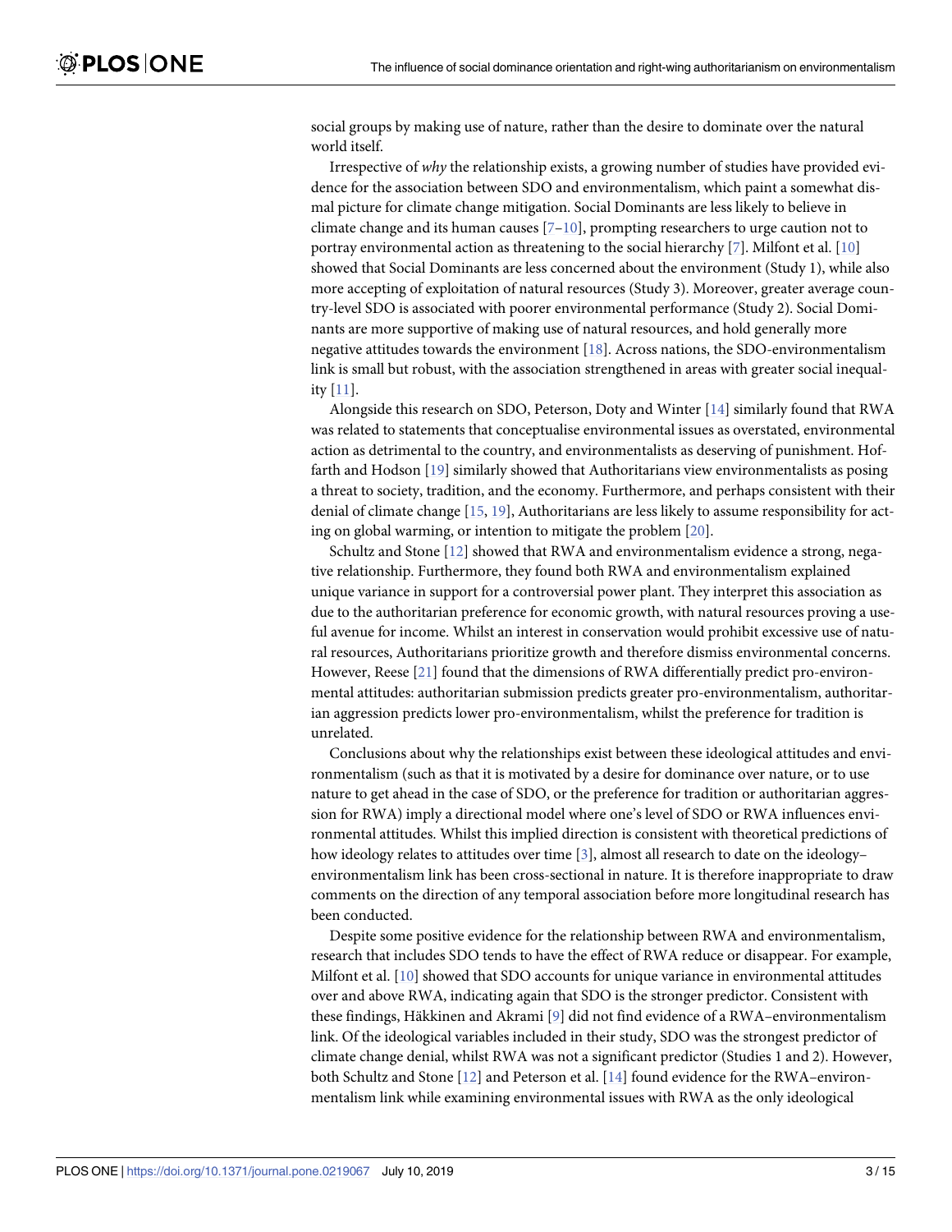social groups by making use of nature, rather than the desire to dominate over the natural world itself.

Irrespective of *why* the relationship exists, a growing number of studies have provided evidence for the association between SDO and environmentalism, which paint a somewhat dismal picture for climate change mitigation. Social Dominants are less likely to believe in climate change and its human causes [7–10], prompting researchers to urge caution not to portray environmental action as threatening to the social hierarchy [7]. Milfont et al. [10] showed that Social Dominants are less concerned about the environment (Study 1), while also more accepting of exploitation of natural resources (Study 3). Moreover, greater average country-level SDO is associated with poorer environmental performance (Study 2). Social Dominants are more supportive of making use of natural resources, and hold generally more negative attitudes towards the environment [18]. Across nations, the SDO-environmentalism link is small but robust, with the association strengthened in areas with greater social inequality [11].

Alongside this research on SDO, Peterson, Doty and Winter [14] similarly found that RWA was related to statements that conceptualise environmental issues as overstated, environmental action as detrimental to the country, and environmentalists as deserving of punishment. Hoffarth and Hodson [19] similarly showed that Authoritarians view environmentalists as posing a threat to society, tradition, and the economy. Furthermore, and perhaps consistent with their denial of climate change [15, 19], Authoritarians are less likely to assume responsibility for acting on global warming, or intention to mitigate the problem [20].

Schultz and Stone [12] showed that RWA and environmentalism evidence a strong, negative relationship. Furthermore, they found both RWA and environmentalism explained unique variance in support for a controversial power plant. They interpret this association as due to the authoritarian preference for economic growth, with natural resources proving a useful avenue for income. Whilst an interest in conservation would prohibit excessive use of natural resources, Authoritarians prioritize growth and therefore dismiss environmental concerns. However, Reese [21] found that the dimensions of RWA differentially predict pro-environmental attitudes: authoritarian submission predicts greater pro-environmentalism, authoritarian aggression predicts lower pro-environmentalism, whilst the preference for tradition is unrelated.

Conclusions about why the relationships exist between these ideological attitudes and environmentalism (such as that it is motivated by a desire for dominance over nature, or to use nature to get ahead in the case of SDO, or the preference for tradition or authoritarian aggression for RWA) imply a directional model where one's level of SDO or RWA influences environmental attitudes. Whilst this implied direction is consistent with theoretical predictions of how ideology relates to attitudes over time [3], almost all research to date on the ideology–environmentalism link has been cross-sectional in nature. It is therefore inappropriate to draw comments on the direction of any temporal association before more longitudinal research has been conducted.

Despite some positive evidence for the relationship between RWA and environmentalism, research that includes SDO tends to have the effect of RWA reduce or disappear. For example, Milfont et al. [10] showed that SDO accounts for unique variance in environmental attitudes over and above RWA, indicating again that SDO is the stronger predictor. Consistent with these findings, Häkkinen and Akrami [9] did not find evidence of a RWA–environmentalism link. Of the ideological variables included in their study, SDO was the strongest predictor of climate change denial, whilst RWA was not a significant predictor (Studies 1 and 2). However, both Schultz and Stone [12] and Peterson et al. [14] found evidence for the RWA–environmentalism link while examining environmental issues with RWA as the only ideological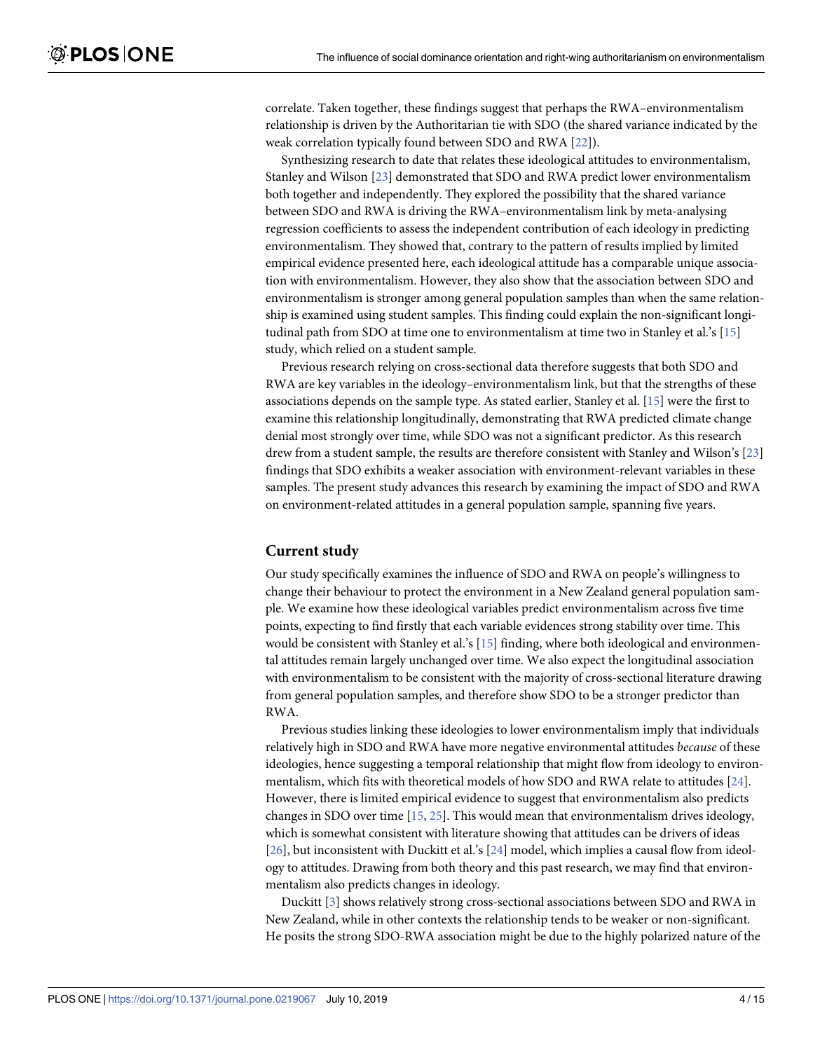correlate. Taken together, these findings suggest that perhaps the RWA–environmentalism relationship is driven by the Authoritarian tie with SDO (the shared variance indicated by the weak correlation typically found between SDO and RWA [22]).

Synthesizing research to date that relates these ideological attitudes to environmentalism, Stanley and Wilson [23] demonstrated that SDO and RWA predict lower environmentalism both together and independently. They explored the possibility that the shared variance between SDO and RWA is driving the RWA–environmentalism link by meta-analysing regression coefficients to assess the independent contribution of each ideology in predicting environmentalism. They showed that, contrary to the pattern of results implied by limited empirical evidence presented here, each ideological attitude has a comparable unique association with environmentalism. However, they also show that the association between SDO and environmentalism is stronger among general population samples than when the same relationship is examined using student samples. This finding could explain the non-significant longitudinal path from SDO at time one to environmentalism at time two in Stanley et al.'s [15] study, which relied on a student sample.

Previous research relying on cross-sectional data therefore suggests that both SDO and RWA are key variables in the ideology–environmentalism link, but that the strengths of these associations depends on the sample type. As stated earlier, Stanley et al. [15] were the first to examine this relationship longitudinally, demonstrating that RWA predicted climate change denial most strongly over time, while SDO was not a significant predictor. As this research drew from a student sample, the results are therefore consistent with Stanley and Wilson's [23] findings that SDO exhibits a weaker association with environment-relevant variables in these samples. The present study advances this research by examining the impact of SDO and RWA on environment-related attitudes in a general population sample, spanning five years.

## Current study

Our study specifically examines the influence of SDO and RWA on people's willingness to change their behaviour to protect the environment in a New Zealand general population sample. We examine how these ideological variables predict environmentalism across five time points, expecting to find firstly that each variable evidences strong stability over time. This would be consistent with Stanley et al.'s [15] finding, where both ideological and environmental attitudes remain largely unchanged over time. We also expect the longitudinal association with environmentalism to be consistent with the majority of cross-sectional literature drawing from general population samples, and therefore show SDO to be a stronger predictor than RWA.

Previous studies linking these ideologies to lower environmentalism imply that individuals relatively high in SDO and RWA have more negative environmental attitudes *because* of these ideologies, hence suggesting a temporal relationship that might flow from ideology to environmentalism, which fits with theoretical models of how SDO and RWA relate to attitudes [24]. However, there is limited empirical evidence to suggest that environmentalism also predicts changes in SDO over time [15, 25]. This would mean that environmentalism drives ideology, which is somewhat consistent with literature showing that attitudes can be drivers of ideas [26], but inconsistent with Duckitt et al.'s [24] model, which implies a causal flow from ideology to attitudes. Drawing from both theory and this past research, we may find that environmentalism also predicts changes in ideology.

Duckitt [3] shows relatively strong cross-sectional associations between SDO and RWA in New Zealand, while in other contexts the relationship tends to be weaker or non-significant. He posits the strong SDO-RWA association might be due to the highly polarized nature of the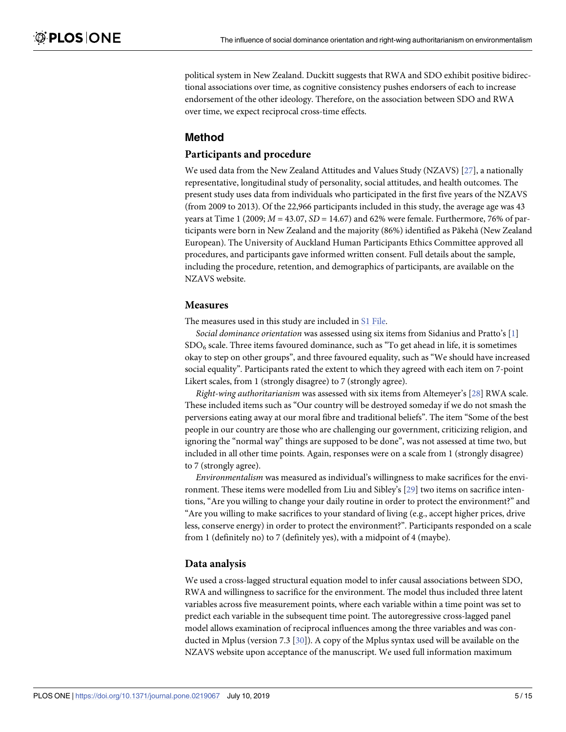political system in New Zealand. Duckitt suggests that RWA and SDO exhibit positive bidirectional associations over time, as cognitive consistency pushes endorsers of each to increase endorsement of the other ideology. Therefore, on the association between SDO and RWA over time, we expect reciprocal cross-time effects.

## Method

### Participants and procedure

We used data from the New Zealand Attitudes and Values Study (NZAVS) [27], a nationally representative, longitudinal study of personality, social attitudes, and health outcomes. The present study uses data from individuals who participated in the first five years of the NZAVS (from 2009 to 2013). Of the 22,966 participants included in this study, the average age was 43 years at Time 1 (2009; $M = 43.07$, $SD = 14.67$) and 62% were female. Furthermore, 76% of participants were born in New Zealand and the majority (86%) identified as Pākehā (New Zealand European). The University of Auckland Human Participants Ethics Committee approved all procedures, and participants gave informed written consent. Full details about the sample, including the procedure, retention, and demographics of participants, are available on the NZAVS website.

### Measures

The measures used in this study are included in S1 File.

*Social dominance orientation* was assessed using six items from Sidanius and Pratto's [1] $SDO_6$ scale. Three items favoured dominance, such as "To get ahead in life, it is sometimes okay to step on other groups", and three favoured equality, such as "We should have increased social equality". Participants rated the extent to which they agreed with each item on 7-point Likert scales, from 1 (strongly disagree) to 7 (strongly agree).

*Right-wing authoritarianism* was assessed with six items from Altemeyer's [28] RWA scale. These included items such as "Our country will be destroyed someday if we do not smash the perversions eating away at our moral fibre and traditional beliefs". The item "Some of the best people in our country are those who are challenging our government, criticizing religion, and ignoring the "normal way" things are supposed to be done", was not assessed at time two, but included in all other time points. Again, responses were on a scale from 1 (strongly disagree) to 7 (strongly agree).

*Environmentalism* was measured as individual's willingness to make sacrifices for the environment. These items were modelled from Liu and Sibley's [29] two items on sacrifice intentions, "Are you willing to change your daily routine in order to protect the environment?" and "Are you willing to make sacrifices to your standard of living (e.g., accept higher prices, drive less, conserve energy) in order to protect the environment?". Participants responded on a scale from 1 (definitely no) to 7 (definitely yes), with a midpoint of 4 (maybe).

### Data analysis

We used a cross-lagged structural equation model to infer causal associations between SDO, RWA and willingness to sacrifice for the environment. The model thus included three latent variables across five measurement points, where each variable within a time point was set to predict each variable in the subsequent time point. The autoregressive cross-lagged panel model allows examination of reciprocal influences among the three variables and was conducted in Mplus (version 7.3 [30]). A copy of the Mplus syntax used will be available on the NZAVS website upon acceptance of the manuscript. We used full information maximum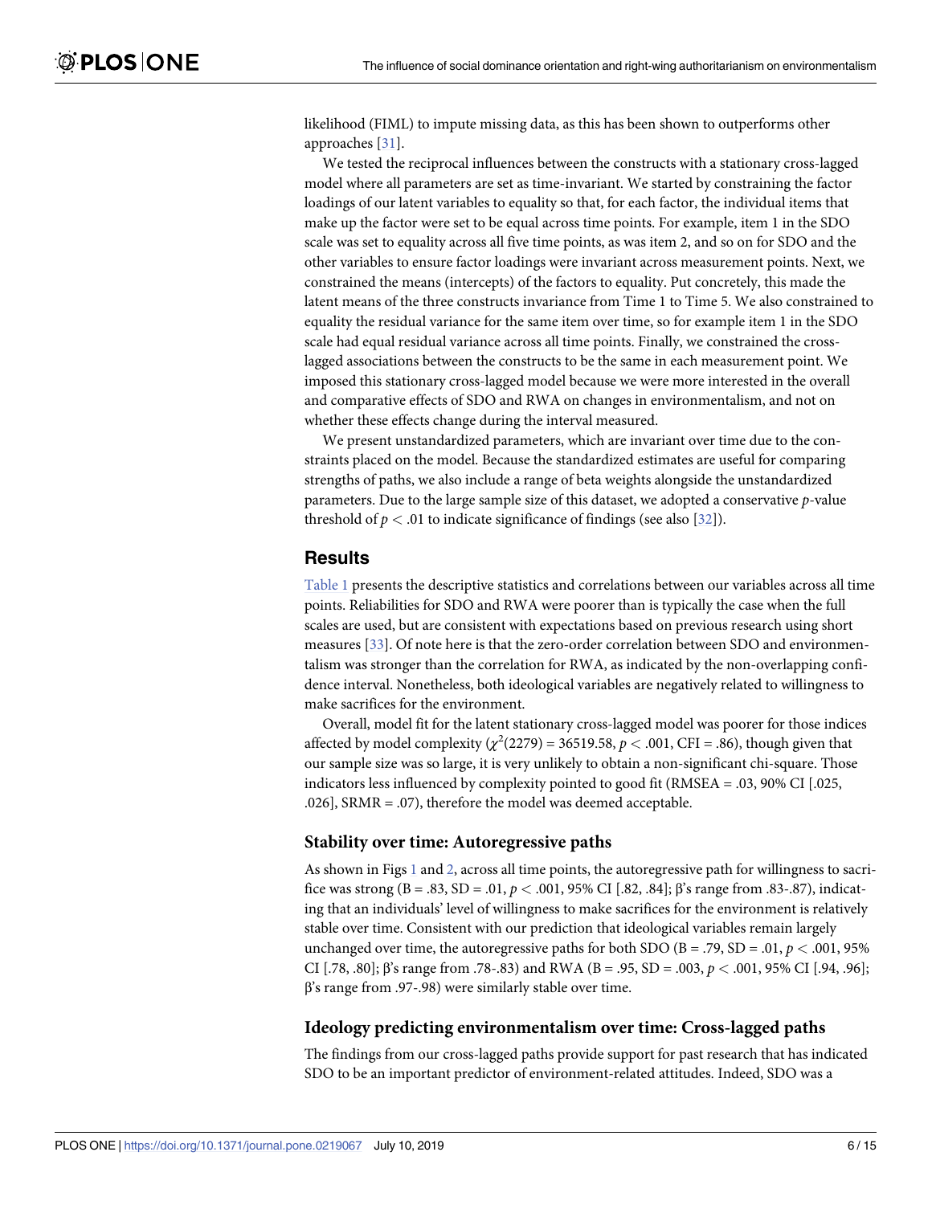likelihood (FIML) to impute missing data, as this has been shown to outperforms other approaches [31].

We tested the reciprocal influences between the constructs with a stationary cross-lagged model where all parameters are set as time-invariant. We started by constraining the factor loadings of our latent variables to equality so that, for each factor, the individual items that make up the factor were set to be equal across time points. For example, item 1 in the SDO scale was set to equality across all five time points, as was item 2, and so on for SDO and the other variables to ensure factor loadings were invariant across measurement points. Next, we constrained the means (intercepts) of the factors to equality. Put concretely, this made the latent means of the three constructs invariance from Time 1 to Time 5. We also constrained to equality the residual variance for the same item over time, so for example item 1 in the SDO scale had equal residual variance across all time points. Finally, we constrained the cross-lagged associations between the constructs to be the same in each measurement point. We imposed this stationary cross-lagged model because we were more interested in the overall and comparative effects of SDO and RWA on changes in environmentalism, and not on whether these effects change during the interval measured.

We present unstandardized parameters, which are invariant over time due to the constraints placed on the model. Because the standardized estimates are useful for comparing strengths of paths, we also include a range of beta weights alongside the unstandardized parameters. Due to the large sample size of this dataset, we adopted a conservative *p*-value threshold of $p < .01$ to indicate significance of findings (see also [32]).

## Results

Table 1 presents the descriptive statistics and correlations between our variables across all time points. Reliabilities for SDO and RWA were poorer than is typically the case when the full scales are used, but are consistent with expectations based on previous research using short measures [33]. Of note here is that the zero-order correlation between SDO and environmentalism was stronger than the correlation for RWA, as indicated by the non-overlapping confidence interval. Nonetheless, both ideological variables are negatively related to willingness to make sacrifices for the environment.

Overall, model fit for the latent stationary cross-lagged model was poorer for those indices affected by model complexity ($\chi^2(2279) = 36519.58$, $p < .001$, CFI = .86), though given that our sample size was so large, it is very unlikely to obtain a non-significant chi-square. Those indicators less influenced by complexity pointed to good fit (RMSEA = .03, 90% CI [.025, .026], SRMR = .07), therefore the model was deemed acceptable.

### Stability over time: Autoregressive paths

As shown in Figs 1 and 2, across all time points, the autoregressive path for willingness to sacrifice was strong (B = .83, SD = .01, $p < .001$, 95% CI [.82, .84]; β's range from .83-.87), indicating that an individuals' level of willingness to make sacrifices for the environment is relatively stable over time. Consistent with our prediction that ideological variables remain largely unchanged over time, the autoregressive paths for both SDO (B = .79, SD = .01, $p < .001$, 95% CI [.78, .80]; β's range from .78-.83) and RWA (B = .95, SD = .003, $p < .001$, 95% CI [.94, .96]; β's range from .97-.98) were similarly stable over time.

### Ideology predicting environmentalism over time: Cross-lagged paths

The findings from our cross-lagged paths provide support for past research that has indicated SDO to be an important predictor of environment-related attitudes. Indeed, SDO was a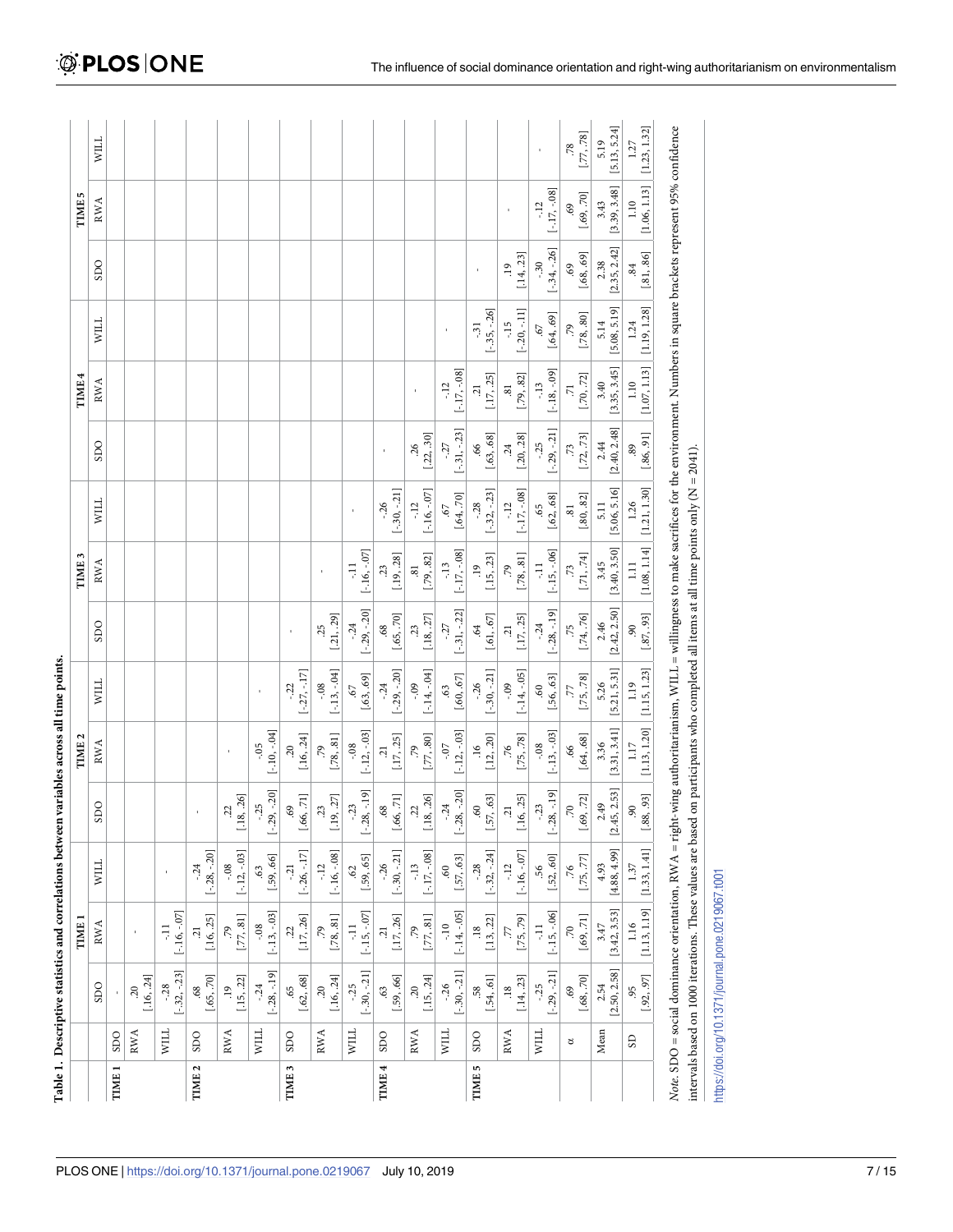**Table 1. Descriptive statistics and correlations between variables across all time points.**

| | | TIME 1 | | | TIME 2 | | | TIME 3 | | | TIME 4 | | | TIME 5 | | |
|---|---|---|---|---|---|---|---|---|---|---|---|---|---|---|---|---|
| | | SDO | RWA | WILL | SDO | RWA | WILL | SDO | RWA | WILL | SDO | RWA | WILL | SDO | RWA | WILL |
| TIME 1 | SDO | - | | | | | | | | | | | | | | |
| | RWA | .20 [.16, .24] | - | | | | | | | | | | | | | |
| | WILL | -.28 [-.32, -.23] | -.11 [-.16, -.07] | - | | | | | | | | | | | | |
| TIME 2 | SDO | .68 [.65, .70] | .21 [.16, .25] | -.24 [-.28, -.20] | - | | | | | | | | | | | |
| | RWA | .19 [.15, .22] | .79 [.77, .81] | -.08 [-.12, -.03] | .22 [.18, .26] | - | | | | | | | | | | |
| | WILL | -.24 [-.28, -.19] | -.08 [-.13, -.03] | .63 [.59, .66] | -.25 [-.29, -.20] | -.05 [-.10, -.04] | - | | | | | | | | | |
| TIME 3 | SDO | .65 [.62, .68] | .22 [.17, .26] | -.21 [-.26, -.17] | .69 [.66, .71] | .20 [.16, .24] | -.22 [-.27, -.17] | - | | | | | | | | |
| | RWA | .20 [.16, .24] | .79 [.78, .81] | -.12 [-.16, -.08] | .23 [.19, .27] | .79 [.78, .81] | -.08 [-.13, -.04] | .25 [.21, .29] | - | | | | | | | |
| | WILL | -.25 [-.30, -.21] | -.11 [-.15, -.07] | .62 [.59, .65] | -.23 [-.28, -.19] | -.08 [-.12, -.03] | .67 [.63, .69] | -.24 [-.29, -.20] | -.11 [-.16, -.07] | - | | | | | | |
| TIME 4 | SDO | .63 [.59, .66] | .21 [.17, .26] | -.26 [-.30, -.21] | .68 [.66, .71] | .21 [.17, .25] | -.24 [-.29, -.20] | .68 [.65, .70] | .23 [.19, .28] | -.26 [-.30, -.21] | - | | | | | |
| | RWA | .20 [.15, .24] | .79 [.77, .81] | -.13 [-.17, -.08] | .22 [.18, .26] | .79 [.77, .80] | -.09 [-.14, -.04] | .23 [.18, .27] | .81 [.79, .82] | -.12 [-.16, -.07] | .26 [.22, .30] | - | | | | |
| | WILL | -.26 [-.30, -.21] | -.10 [-.14, -.05] | .60 [.57, .63] | -.24 [-.28, -.20] | -.07 [-.12, -.03] | .63 [.60, .67] | -.27 [-.31, -.22] | -.13 [-.17, -.08] | .67 [.64, .70] | -.27 [-.31, -.23] | -.12 [-.17, -.08] | - | | | |
| TIME 5 | SDO | .58 [.54, .61] | .18 [.13, .22] | -.28 [-.32, -.24] | .60 [.57, .63] | .16 [.12, .20] | -.26 [-.30, -.21] | .64 [.61, .67] | .19 [.15, .23] | -.28 [-.32, -.23] | .66 [.63, .68] | .21 [.17, .25] | -.31 [-.35, -.26] | - | | |
| | RWA | .18 [.14, .23] | .77 [.75, .79] | -.12 [-.16, -.07] | .21 [.16, .25] | .76 [.75, .78] | -.09 [-.14, -.05] | .21 [.17, .25] | .79 [.78, .81] | -.12 [-.17, -.08] | .24 [.20, .28] | .81 [.79, .82] | -.15 [-.20, -.11] | .19 [.14, .23] | - | |
| | WILL | -.25 [-.29, -.21] | -.11 [-.15, -.06] | .56 [.52, .60] | -.23 [-.28, -.19] | -.08 [-.13, -.03] | .60 [.56, .63] | -.24 [-.28, -.19] | -.11 [-.15, -.06] | .65 [.62, .68] | -.25 [-.29, -.21] | -.13 [-.18, -.09] | .67 [.64, .69] | -.30 [-.34, -.26] | -.12 [-.17, -.08] | - |
| | α | .69 [.68, .70] | .70 [.69, .71] | .76 [.75, .77] | .70 [.69, .72] | .66 [.64, .68] | .77 [.75, .78] | .75 [.74, .76] | .73 [.71, .74] | .81 [.80, .82] | .73 [.72, .73] | .71 [.70, .72] | .79 [.78, .80] | .69 [.68, .69] | .69 [.69, .70] | .78 [.77, .78] |
| | Mean | 2.54 [2.50, 2.58] | 3.47 [3.42, 3.53] | 4.93 [4.88, 4.99] | 2.49 [2.45, 2.53] | 3.36 [3.31, 3.41] | 5.26 [5.21, 5.31] | 2.46 [2.42, 2.50] | 3.45 [3.40, 3.50] | 5.11 [5.06, 5.16] | 2.44 [2.40, 2.48] | 3.40 [3.35, 3.45] | 5.14 [5.08, 5.19] | 2.38 [2.35, 2.42] | 3.43 [3.39, 3.48] | 5.19 [5.13, 5.24] |
| | SD | .95 [.92, .97] | 1.16 [1.13, 1.19] | 1.37 [1.33, 1.41] | .90 [.88, .93] | 1.17 [1.13, 1.20] | 1.19 [1.15, 1.23] | .90 [.87, .93] | 1.11 [1.08, 1.14] | 1.26 [1.21, 1.30] | .89 [.86, .91] | 1.10 [1.07, 1.13] | 1.24 [1.19, 1.28] | .84 [.81, .86] | 1.10 [1.06, 1.13] | 1.27 [1.23, 1.32] |

*Note*. SDO = social dominance orientation, RWA = right-wing authoritarianism, WILL = willingness to make sacrifices for the environment. Numbers in square brackets represent 95% confidence intervals based on 1000 iterations. These values are based on participants who completed all items at all time points only (N = 2041).

https://doi.org/10.1371/journal.pone.0219067.t001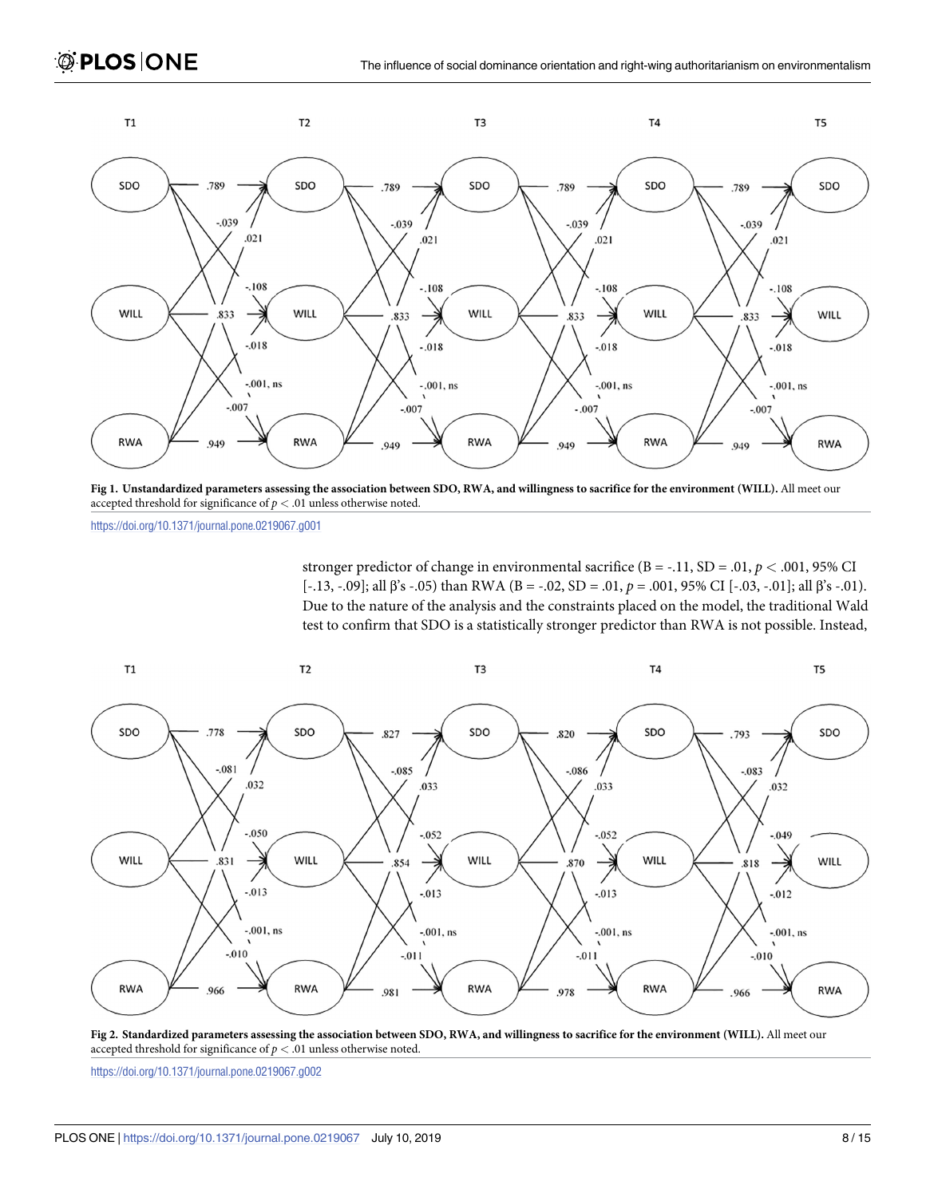Fig 1. Unstandardized parameters assessing the association between SDO, RWA, and willingness to sacrifice for the environment (WILL). All meet our accepted threshold for significance of $p < .01$ unless otherwise noted.

https://doi.org/10.1371/journal.pone.0219067.g001

stronger predictor of change in environmental sacrifice (B = -.11, SD = .01, $p < .001$, 95% CI [-.13, -.09]; all β's -.05) than RWA (B = -.02, SD = .01, $p = .001$, 95% CI [-.03, -.01]; all β's -.01). Due to the nature of the analysis and the constraints placed on the model, the traditional Wald test to confirm that SDO is a statistically stronger predictor than RWA is not possible. Instead,

Fig 2. Standardized parameters assessing the association between SDO, RWA, and willingness to sacrifice for the environment (WILL). All meet our accepted threshold for significance of $p < .01$ unless otherwise noted.

https://doi.org/10.1371/journal.pone.0219067.g002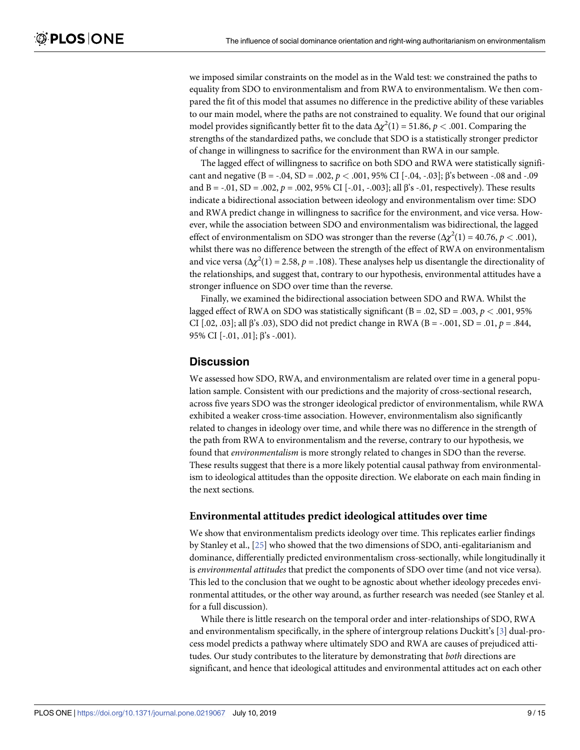we imposed similar constraints on the model as in the Wald test: we constrained the paths to equality from SDO to environmentalism and from RWA to environmentalism. We then compared the fit of this model that assumes no difference in the predictive ability of these variables to our main model, where the paths are not constrained to equality. We found that our original model provides significantly better fit to the data $\Delta\chi^2(1) = 51.86$, $p < .001$. Comparing the strengths of the standardized paths, we conclude that SDO is a statistically stronger predictor of change in willingness to sacrifice for the environment than RWA in our sample.

The lagged effect of willingness to sacrifice on both SDO and RWA were statistically significant and negative (B = -.04, SD = .002, $p < .001$, 95% CI [-.04, -.03]; β's between -.08 and -.09 and B = -.01, SD = .002, $p = .002$, 95% CI [-.01, -.003]; all β's -.01, respectively). These results indicate a bidirectional association between ideology and environmentalism over time: SDO and RWA predict change in willingness to sacrifice for the environment, and vice versa. However, while the association between SDO and environmentalism was bidirectional, the lagged effect of environmentalism on SDO was stronger than the reverse ($\Delta\chi^2(1) = 40.76$, $p < .001$), whilst there was no difference between the strength of the effect of RWA on environmentalism and vice versa ($\Delta\chi^2(1) = 2.58$, $p = .108$). These analyses help us disentangle the directionality of the relationships, and suggest that, contrary to our hypothesis, environmental attitudes have a stronger influence on SDO over time than the reverse.

Finally, we examined the bidirectional association between SDO and RWA. Whilst the lagged effect of RWA on SDO was statistically significant (B = .02, SD = .003, $p < .001$, 95% CI [.02, .03]; all β's .03), SDO did not predict change in RWA (B = -.001, SD = .01, $p = .844$, 95% CI [-.01, .01]; β's -.001).

## Discussion

We assessed how SDO, RWA, and environmentalism are related over time in a general population sample. Consistent with our predictions and the majority of cross-sectional research, across five years SDO was the stronger ideological predictor of environmentalism, while RWA exhibited a weaker cross-time association. However, environmentalism also significantly related to changes in ideology over time, and while there was no difference in the strength of the path from RWA to environmentalism and the reverse, contrary to our hypothesis, we found that *environmentalism* is more strongly related to changes in SDO than the reverse. These results suggest that there is a more likely potential causal pathway from environmentalism to ideological attitudes than the opposite direction. We elaborate on each main finding in the next sections.

### Environmental attitudes predict ideological attitudes over time

We show that environmentalism predicts ideology over time. This replicates earlier findings by Stanley et al., [25] who showed that the two dimensions of SDO, anti-egalitarianism and dominance, differentially predicted environmentalism cross-sectionally, while longitudinally it is *environmental attitudes* that predict the components of SDO over time (and not vice versa). This led to the conclusion that we ought to be agnostic about whether ideology precedes environmental attitudes, or the other way around, as further research was needed (see Stanley et al. for a full discussion).

While there is little research on the temporal order and inter-relationships of SDO, RWA and environmentalism specifically, in the sphere of intergroup relations Duckitt's [3] dual-process model predicts a pathway where ultimately SDO and RWA are causes of prejudiced attitudes. Our study contributes to the literature by demonstrating that *both* directions are significant, and hence that ideological attitudes and environmental attitudes act on each other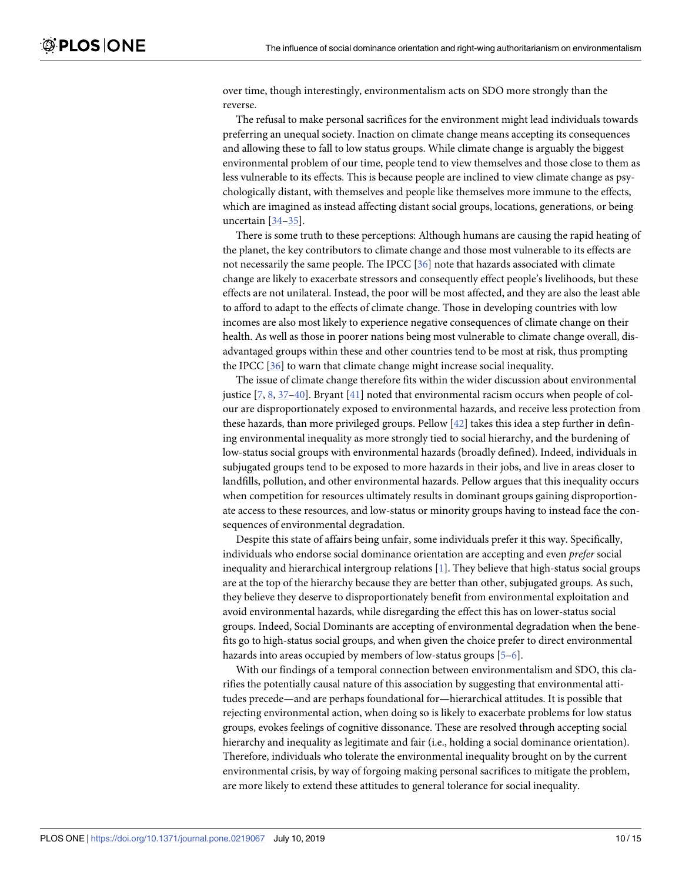over time, though interestingly, environmentalism acts on SDO more strongly than the reverse.

The refusal to make personal sacrifices for the environment might lead individuals towards preferring an unequal society. Inaction on climate change means accepting its consequences and allowing these to fall to low status groups. While climate change is arguably the biggest environmental problem of our time, people tend to view themselves and those close to them as less vulnerable to its effects. This is because people are inclined to view climate change as psychologically distant, with themselves and people like themselves more immune to the effects, which are imagined as instead affecting distant social groups, locations, generations, or being uncertain [34–35].

There is some truth to these perceptions: Although humans are causing the rapid heating of the planet, the key contributors to climate change and those most vulnerable to its effects are not necessarily the same people. The IPCC [36] note that hazards associated with climate change are likely to exacerbate stressors and consequently effect people's livelihoods, but these effects are not unilateral. Instead, the poor will be most affected, and they are also the least able to afford to adapt to the effects of climate change. Those in developing countries with low incomes are also most likely to experience negative consequences of climate change on their health. As well as those in poorer nations being most vulnerable to climate change overall, disadvantaged groups within these and other countries tend to be most at risk, thus prompting the IPCC [36] to warn that climate change might increase social inequality.

The issue of climate change therefore fits within the wider discussion about environmental justice [7, 8, 37–40]. Bryant [41] noted that environmental racism occurs when people of colour are disproportionately exposed to environmental hazards, and receive less protection from these hazards, than more privileged groups. Pellow [42] takes this idea a step further in defining environmental inequality as more strongly tied to social hierarchy, and the burdening of low-status social groups with environmental hazards (broadly defined). Indeed, individuals in subjugated groups tend to be exposed to more hazards in their jobs, and live in areas closer to landfills, pollution, and other environmental hazards. Pellow argues that this inequality occurs when competition for resources ultimately results in dominant groups gaining disproportionate access to these resources, and low-status or minority groups having to instead face the consequences of environmental degradation.

Despite this state of affairs being unfair, some individuals prefer it this way. Specifically, individuals who endorse social dominance orientation are accepting and even *prefer* social inequality and hierarchical intergroup relations [1]. They believe that high-status social groups are at the top of the hierarchy because they are better than other, subjugated groups. As such, they believe they deserve to disproportionately benefit from environmental exploitation and avoid environmental hazards, while disregarding the effect this has on lower-status social groups. Indeed, Social Dominants are accepting of environmental degradation when the benefits go to high-status social groups, and when given the choice prefer to direct environmental hazards into areas occupied by members of low-status groups [5–6].

With our findings of a temporal connection between environmentalism and SDO, this clarifies the potentially causal nature of this association by suggesting that environmental attitudes precede—and are perhaps foundational for—hierarchical attitudes. It is possible that rejecting environmental action, when doing so is likely to exacerbate problems for low status groups, evokes feelings of cognitive dissonance. These are resolved through accepting social hierarchy and inequality as legitimate and fair (i.e., holding a social dominance orientation). Therefore, individuals who tolerate the environmental inequality brought on by the current environmental crisis, by way of forgoing making personal sacrifices to mitigate the problem, are more likely to extend these attitudes to general tolerance for social inequality.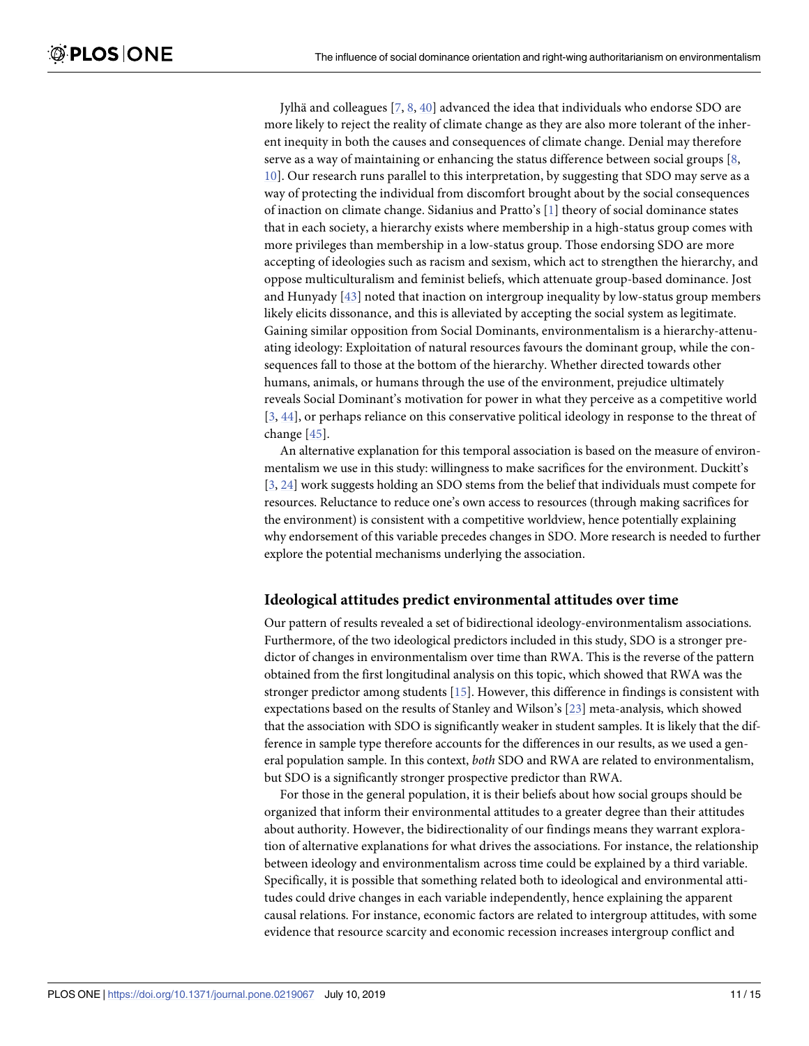Jylhä and colleagues [7, 8, 40] advanced the idea that individuals who endorse SDO are more likely to reject the reality of climate change as they are also more tolerant of the inherent inequity in both the causes and consequences of climate change. Denial may therefore serve as a way of maintaining or enhancing the status difference between social groups [8, 10]. Our research runs parallel to this interpretation, by suggesting that SDO may serve as a way of protecting the individual from discomfort brought about by the social consequences of inaction on climate change. Sidanius and Pratto's [1] theory of social dominance states that in each society, a hierarchy exists where membership in a high-status group comes with more privileges than membership in a low-status group. Those endorsing SDO are more accepting of ideologies such as racism and sexism, which act to strengthen the hierarchy, and oppose multiculturalism and feminist beliefs, which attenuate group-based dominance. Jost and Hunyady [43] noted that inaction on intergroup inequality by low-status group members likely elicits dissonance, and this is alleviated by accepting the social system as legitimate. Gaining similar opposition from Social Dominants, environmentalism is a hierarchy-attenuating ideology: Exploitation of natural resources favours the dominant group, while the consequences fall to those at the bottom of the hierarchy. Whether directed towards other humans, animals, or humans through the use of the environment, prejudice ultimately reveals Social Dominant's motivation for power in what they perceive as a competitive world [3, 44], or perhaps reliance on this conservative political ideology in response to the threat of change [45].

An alternative explanation for this temporal association is based on the measure of environmentalism we use in this study: willingness to make sacrifices for the environment. Duckitt's [3, 24] work suggests holding an SDO stems from the belief that individuals must compete for resources. Reluctance to reduce one's own access to resources (through making sacrifices for the environment) is consistent with a competitive worldview, hence potentially explaining why endorsement of this variable precedes changes in SDO. More research is needed to further explore the potential mechanisms underlying the association.

## Ideological attitudes predict environmental attitudes over time

Our pattern of results revealed a set of bidirectional ideology-environmentalism associations. Furthermore, of the two ideological predictors included in this study, SDO is a stronger predictor of changes in environmentalism over time than RWA. This is the reverse of the pattern obtained from the first longitudinal analysis on this topic, which showed that RWA was the stronger predictor among students [15]. However, this difference in findings is consistent with expectations based on the results of Stanley and Wilson's [23] meta-analysis, which showed that the association with SDO is significantly weaker in student samples. It is likely that the difference in sample type therefore accounts for the differences in our results, as we used a general population sample. In this context, *both* SDO and RWA are related to environmentalism, but SDO is a significantly stronger prospective predictor than RWA.

For those in the general population, it is their beliefs about how social groups should be organized that inform their environmental attitudes to a greater degree than their attitudes about authority. However, the bidirectionality of our findings means they warrant exploration of alternative explanations for what drives the associations. For instance, the relationship between ideology and environmentalism across time could be explained by a third variable. Specifically, it is possible that something related both to ideological and environmental attitudes could drive changes in each variable independently, hence explaining the apparent causal relations. For instance, economic factors are related to intergroup attitudes, with some evidence that resource scarcity and economic recession increases intergroup conflict and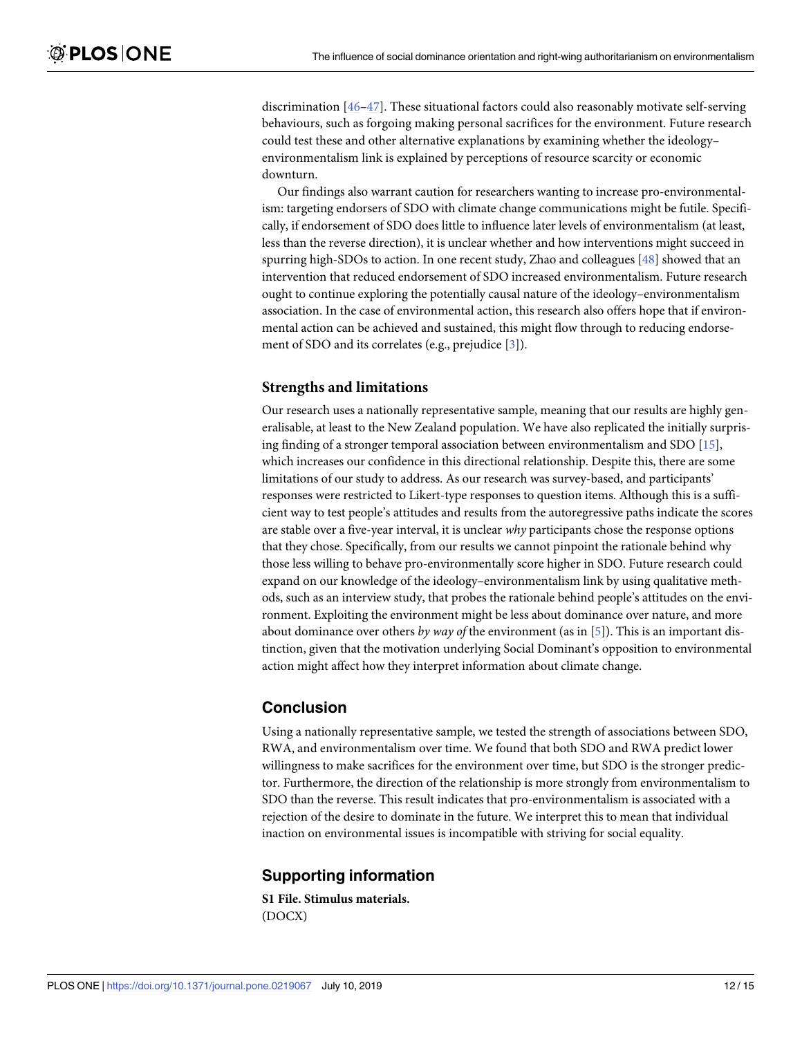discrimination [46–47]. These situational factors could also reasonably motivate self-serving behaviours, such as forgoing making personal sacrifices for the environment. Future research could test these and other alternative explanations by examining whether the ideology–environmentalism link is explained by perceptions of resource scarcity or economic downturn.

Our findings also warrant caution for researchers wanting to increase pro-environmentalism: targeting endorsers of SDO with climate change communications might be futile. Specifically, if endorsement of SDO does little to influence later levels of environmentalism (at least, less than the reverse direction), it is unclear whether and how interventions might succeed in spurring high-SDOs to action. In one recent study, Zhao and colleagues [48] showed that an intervention that reduced endorsement of SDO increased environmentalism. Future research ought to continue exploring the potentially causal nature of the ideology–environmentalism association. In the case of environmental action, this research also offers hope that if environmental action can be achieved and sustained, this might flow through to reducing endorsement of SDO and its correlates (e.g., prejudice [3]).

### Strengths and limitations

Our research uses a nationally representative sample, meaning that our results are highly generalisable, at least to the New Zealand population. We have also replicated the initially surprising finding of a stronger temporal association between environmentalism and SDO [15], which increases our confidence in this directional relationship. Despite this, there are some limitations of our study to address. As our research was survey-based, and participants' responses were restricted to Likert-type responses to question items. Although this is a sufficient way to test people's attitudes and results from the autoregressive paths indicate the scores are stable over a five-year interval, it is unclear *why* participants chose the response options that they chose. Specifically, from our results we cannot pinpoint the rationale behind why those less willing to behave pro-environmentally score higher in SDO. Future research could expand on our knowledge of the ideology–environmentalism link by using qualitative methods, such as an interview study, that probes the rationale behind people's attitudes on the environment. Exploiting the environment might be less about dominance over nature, and more about dominance over others *by way of* the environment (as in [5]). This is an important distinction, given that the motivation underlying Social Dominant's opposition to environmental action might affect how they interpret information about climate change.

## Conclusion

Using a nationally representative sample, we tested the strength of associations between SDO, RWA, and environmentalism over time. We found that both SDO and RWA predict lower willingness to make sacrifices for the environment over time, but SDO is the stronger predictor. Furthermore, the direction of the relationship is more strongly from environmentalism to SDO than the reverse. This result indicates that pro-environmentalism is associated with a rejection of the desire to dominate in the future. We interpret this to mean that individual inaction on environmental issues is incompatible with striving for social equality.

## Supporting information

**S1 File. Stimulus materials.**
(DOCX)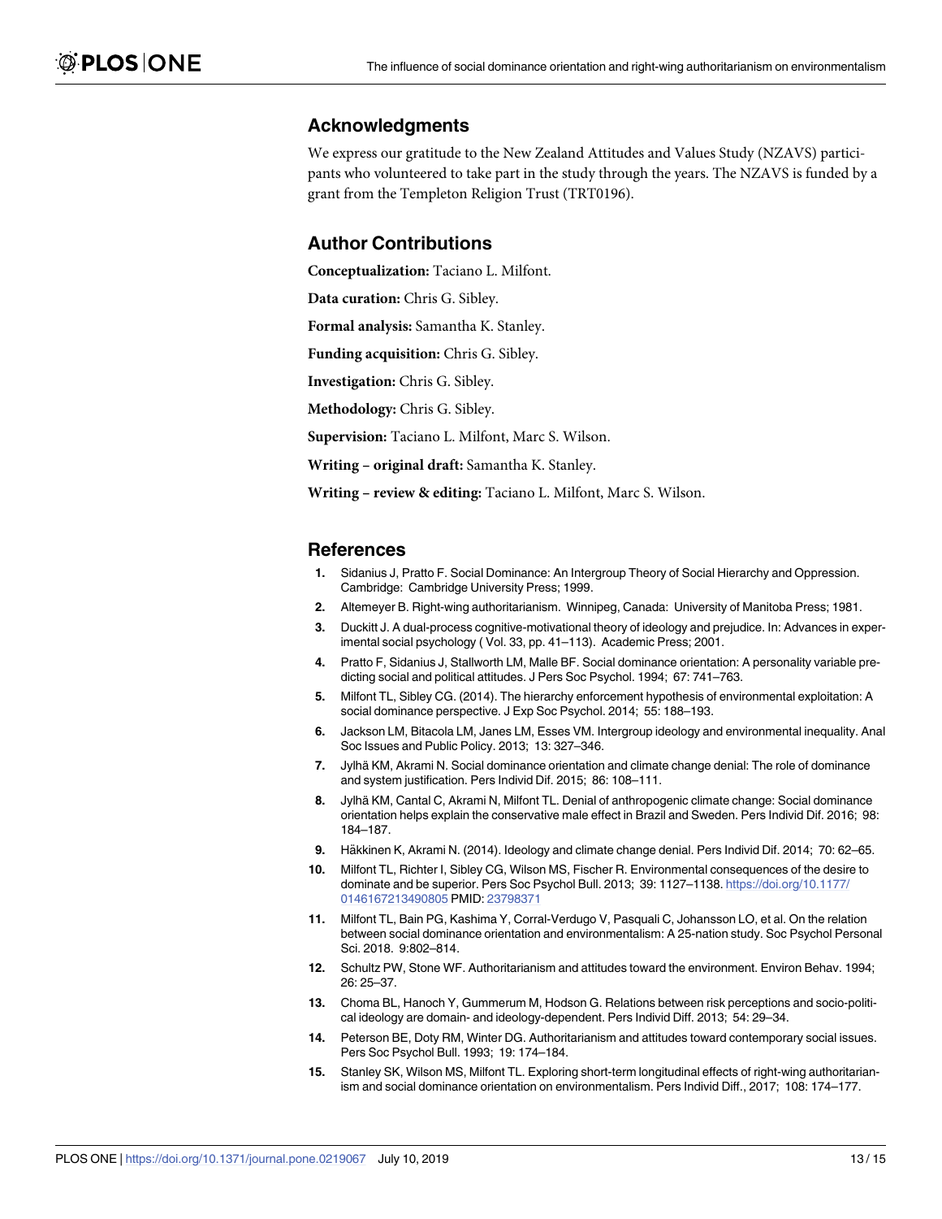## Acknowledgments

We express our gratitude to the New Zealand Attitudes and Values Study (NZAVS) participants who volunteered to take part in the study through the years. The NZAVS is funded by a grant from the Templeton Religion Trust (TRT0196).

## Author Contributions

**Conceptualization:** Taciano L. Milfont.

**Data curation:** Chris G. Sibley.

**Formal analysis:** Samantha K. Stanley.

**Funding acquisition:** Chris G. Sibley.

**Investigation:** Chris G. Sibley.

**Methodology:** Chris G. Sibley.

**Supervision:** Taciano L. Milfont, Marc S. Wilson.

**Writing – original draft:** Samantha K. Stanley.

**Writing – review & editing:** Taciano L. Milfont, Marc S. Wilson.

## References

1. Sidanius J, Pratto F. Social Dominance: An Intergroup Theory of Social Hierarchy and Oppression. Cambridge: Cambridge University Press; 1999.
2. Altemeyer B. Right-wing authoritarianism. Winnipeg, Canada: University of Manitoba Press; 1981.
3. Duckitt J. A dual-process cognitive-motivational theory of ideology and prejudice. In: Advances in experimental social psychology ( Vol. 33, pp. 41–113). Academic Press; 2001.
4. Pratto F, Sidanius J, Stallworth LM, Malle BF. Social dominance orientation: A personality variable predicting social and political attitudes. J Pers Soc Psychol. 1994; 67: 741–763.
5. Milfont TL, Sibley CG. (2014). The hierarchy enforcement hypothesis of environmental exploitation: A social dominance perspective. J Exp Soc Psychol. 2014; 55: 188–193.
6. Jackson LM, Bitacola LM, Janes LM, Esses VM. Intergroup ideology and environmental inequality. Anal Soc Issues and Public Policy. 2013; 13: 327–346.
7. Jylhä KM, Akrami N. Social dominance orientation and climate change denial: The role of dominance and system justification. Pers Individ Dif. 2015; 86: 108–111.
8. Jylhä KM, Cantal C, Akrami N, Milfont TL. Denial of anthropogenic climate change: Social dominance orientation helps explain the conservative male effect in Brazil and Sweden. Pers Individ Dif. 2016; 98: 184–187.
9. Häkkinen K, Akrami N. (2014). Ideology and climate change denial. Pers Individ Dif. 2014; 70: 62–65.
10. Milfont TL, Richter I, Sibley CG, Wilson MS, Fischer R. Environmental consequences of the desire to dominate and be superior. Pers Soc Psychol Bull. 2013; 39: 1127–1138. https://doi.org/10.1177/0146167213490805 PMID: 23798371
11. Milfont TL, Bain PG, Kashima Y, Corral-Verdugo V, Pasquali C, Johansson LO, et al. On the relation between social dominance orientation and environmentalism: A 25-nation study. Soc Psychol Personal Sci. 2018. 9:802–814.
12. Schultz PW, Stone WF. Authoritarianism and attitudes toward the environment. Environ Behav. 1994; 26: 25–37.
13. Choma BL, Hanoch Y, Gummerum M, Hodson G. Relations between risk perceptions and socio-political ideology are domain- and ideology-dependent. Pers Individ Diff. 2013; 54: 29–34.
14. Peterson BE, Doty RM, Winter DG. Authoritarianism and attitudes toward contemporary social issues. Pers Soc Psychol Bull. 1993; 19: 174–184.
15. Stanley SK, Wilson MS, Milfont TL. Exploring short-term longitudinal effects of right-wing authoritarianism and social dominance orientation on environmentalism. Pers Individ Diff., 2017; 108: 174–177.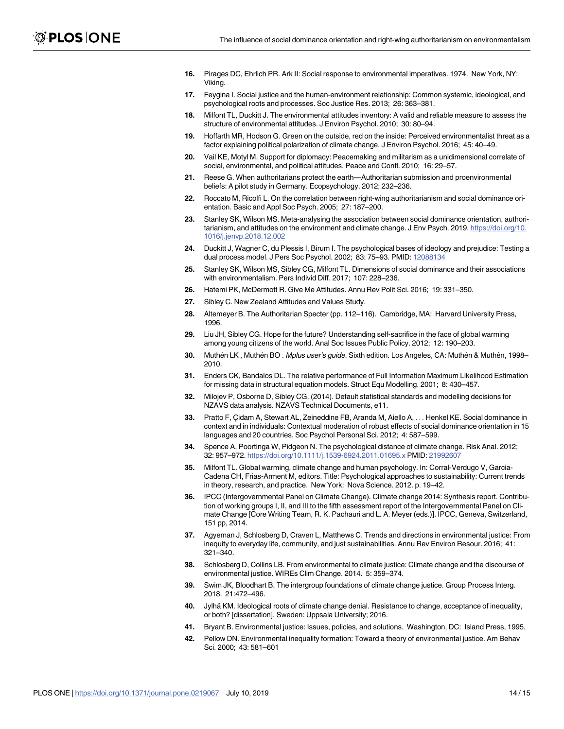16. Pirages DC, Ehrlich PR. Ark II: Social response to environmental imperatives. 1974. New York, NY: Viking.
17. Feygina I. Social justice and the human-environment relationship: Common systemic, ideological, and psychological roots and processes. Soc Justice Res. 2013; 26: 363–381.
18. Milfont TL, Duckitt J. The environmental attitudes inventory: A valid and reliable measure to assess the structure of environmental attitudes. J Environ Psychol. 2010; 30: 80–94.
19. Hoffarth MR, Hodson G. Green on the outside, red on the inside: Perceived environmentalist threat as a factor explaining political polarization of climate change. J Environ Psychol. 2016; 45: 40–49.
20. Vail KE, Motyl M. Support for diplomacy: Peacemaking and militarism as a unidimensional correlate of social, environmental, and political attitudes. Peace and Confl. 2010; 16: 29–57.
21. Reese G. When authoritarians protect the earth—Authoritarian submission and proenvironmental beliefs: A pilot study in Germany. Ecopsychology. 2012; 232–236.
22. Roccato M, Ricolfi L. On the correlation between right-wing authoritarianism and social dominance orientation. Basic and Appl Soc Psych. 2005; 27: 187–200.
23. Stanley SK, Wilson MS. Meta-analysing the association between social dominance orientation, authoritarianism, and attitudes on the environment and climate change. J Env Psych. 2019. https://doi.org/10.1016/j.jenvp.2018.12.002
24. Duckitt J, Wagner C, du Plessis I, Birum I. The psychological bases of ideology and prejudice: Testing a dual process model. J Pers Soc Psychol. 2002; 83: 75–93. PMID: 12088134
25. Stanley SK, Wilson MS, Sibley CG, Milfont TL. Dimensions of social dominance and their associations with environmentalism. Pers Individ Diff. 2017; 107: 228–236.
26. Hatemi PK, McDermott R. Give Me Attitudes. Annu Rev Polit Sci. 2016; 19: 331–350.
27. Sibley C. New Zealand Attitudes and Values Study.
28. Altemeyer B. The Authoritarian Specter (pp. 112–116). Cambridge, MA: Harvard University Press, 1996.
29. Liu JH, Sibley CG. Hope for the future? Understanding self-sacrifice in the face of global warming among young citizens of the world. Anal Soc Issues Public Policy. 2012; 12: 190–203.
30. Muthén LK , Muthén BO . *Mplus user's guide*. Sixth edition. Los Angeles, CA: Muthén & Muthén, 1998–2010.
31. Enders CK, Bandalos DL. The relative performance of Full Information Maximum Likelihood Estimation for missing data in structural equation models. Struct Equ Modelling. 2001; 8: 430–457.
32. Milojev P, Osborne D, Sibley CG. (2014). Default statistical standards and modelling decisions for NZAVS data analysis. NZAVS Technical Documents, e11.
33. Pratto F, Çidam A, Stewart AL, Zeineddine FB, Aranda M, Aiello A, . . . Henkel KE. Social dominance in context and in individuals: Contextual moderation of robust effects of social dominance orientation in 15 languages and 20 countries. Soc Psychol Personal Sci. 2012; 4: 587–599.
34. Spence A, Poortinga W, Pidgeon N. The psychological distance of climate change. Risk Anal. 2012; 32: 957–972. https://doi.org/10.1111/j.1539-6924.2011.01695.x PMID: 21992607
35. Milfont TL. Global warming, climate change and human psychology. In: Corral-Verdugo V, Garcia-Cadena CH, Frias-Arment M, editors. Title: Psychological approaches to sustainability: Current trends in theory, research, and practice. New York: Nova Science. 2012. p. 19–42.
36. IPCC (Intergovernmental Panel on Climate Change). Climate change 2014: Synthesis report. Contribution of working groups I, II, and III to the fifth assessment report of the Intergovernmental Panel on Climate Change [Core Writing Team, R. K. Pachauri and L. A. Meyer (eds.)]. IPCC, Geneva, Switzerland, 151 pp, 2014.
37. Agyeman J, Schlosberg D, Craven L, Matthews C. Trends and directions in environmental justice: From inequity to everyday life, community, and just sustainabilities. Annu Rev Environ Resour. 2016; 41: 321–340.
38. Schlosberg D, Collins LB. From environmental to climate justice: Climate change and the discourse of environmental justice. WIREs Clim Change. 2014. 5: 359–374.
39. Swim JK, Bloodhart B. The intergroup foundations of climate change justice. Group Process Interg. 2018. 21:472–496.
40. Jylhä KM. Ideological roots of climate change denial. Resistance to change, acceptance of inequality, or both? [dissertation]. Sweden: Uppsala University; 2016.
41. Bryant B. Environmental justice: Issues, policies, and solutions. Washington, DC: Island Press, 1995.
42. Pellow DN. Environmental inequality formation: Toward a theory of environmental justice. Am Behav Sci. 2000; 43: 581–601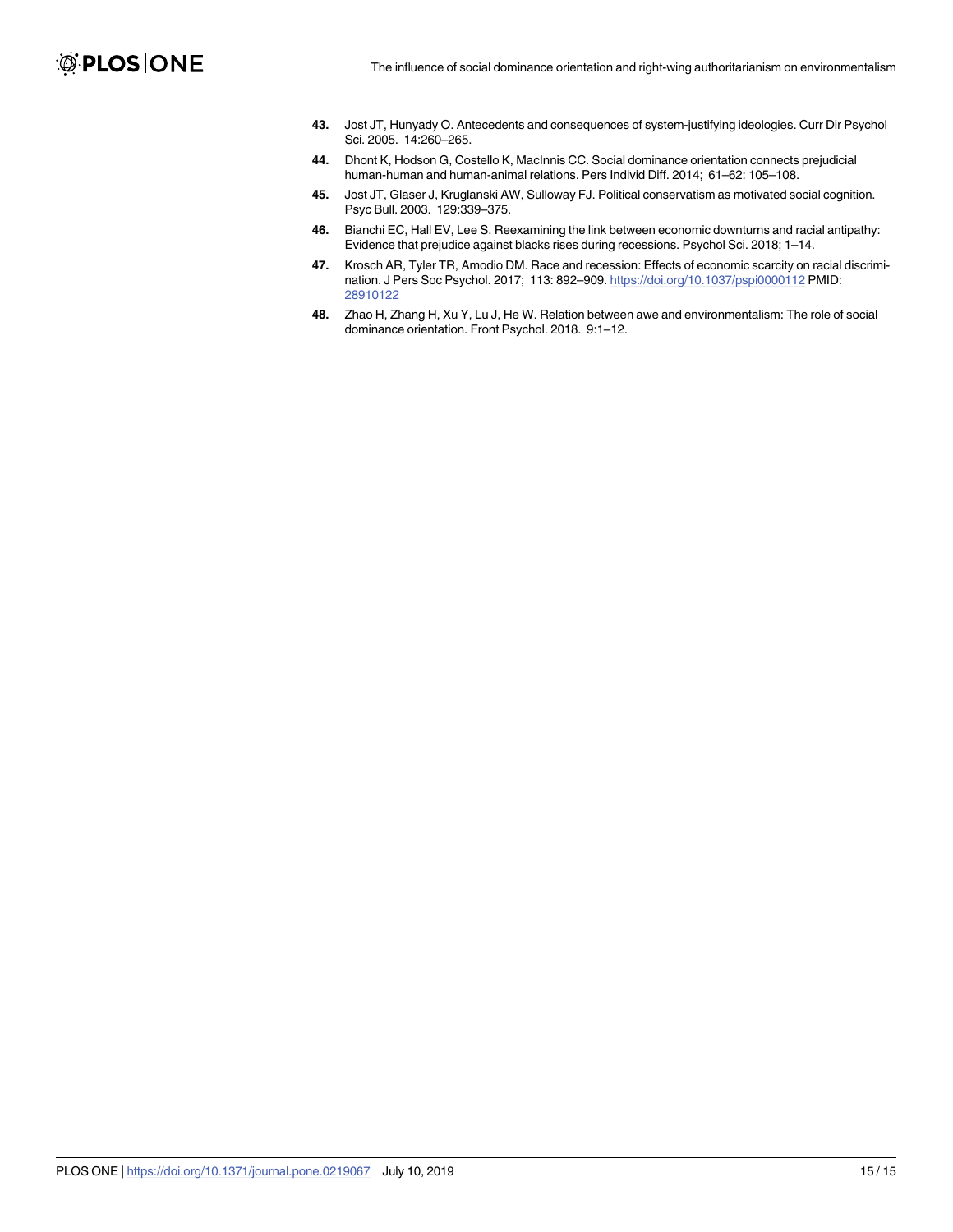43. Jost JT, Hunyady O. Antecedents and consequences of system-justifying ideologies. Curr Dir Psychol Sci. 2005. 14:260–265.
44. Dhont K, Hodson G, Costello K, MacInnis CC. Social dominance orientation connects prejudicial human-human and human-animal relations. Pers Individ Diff. 2014; 61–62: 105–108.
45. Jost JT, Glaser J, Kruglanski AW, Sulloway FJ. Political conservatism as motivated social cognition. Psyc Bull. 2003. 129:339–375.
46. Bianchi EC, Hall EV, Lee S. Reexamining the link between economic downturns and racial antipathy: Evidence that prejudice against blacks rises during recessions. Psychol Sci. 2018; 1–14.
47. Krosch AR, Tyler TR, Amodio DM. Race and recession: Effects of economic scarcity on racial discrimination. J Pers Soc Psychol. 2017; 113: 892–909. https://doi.org/10.1037/pspi0000112 PMID: 28910122
48. Zhao H, Zhang H, Xu Y, Lu J, He W. Relation between awe and environmentalism: The role of social dominance orientation. Front Psychol. 2018. 9:1–12.